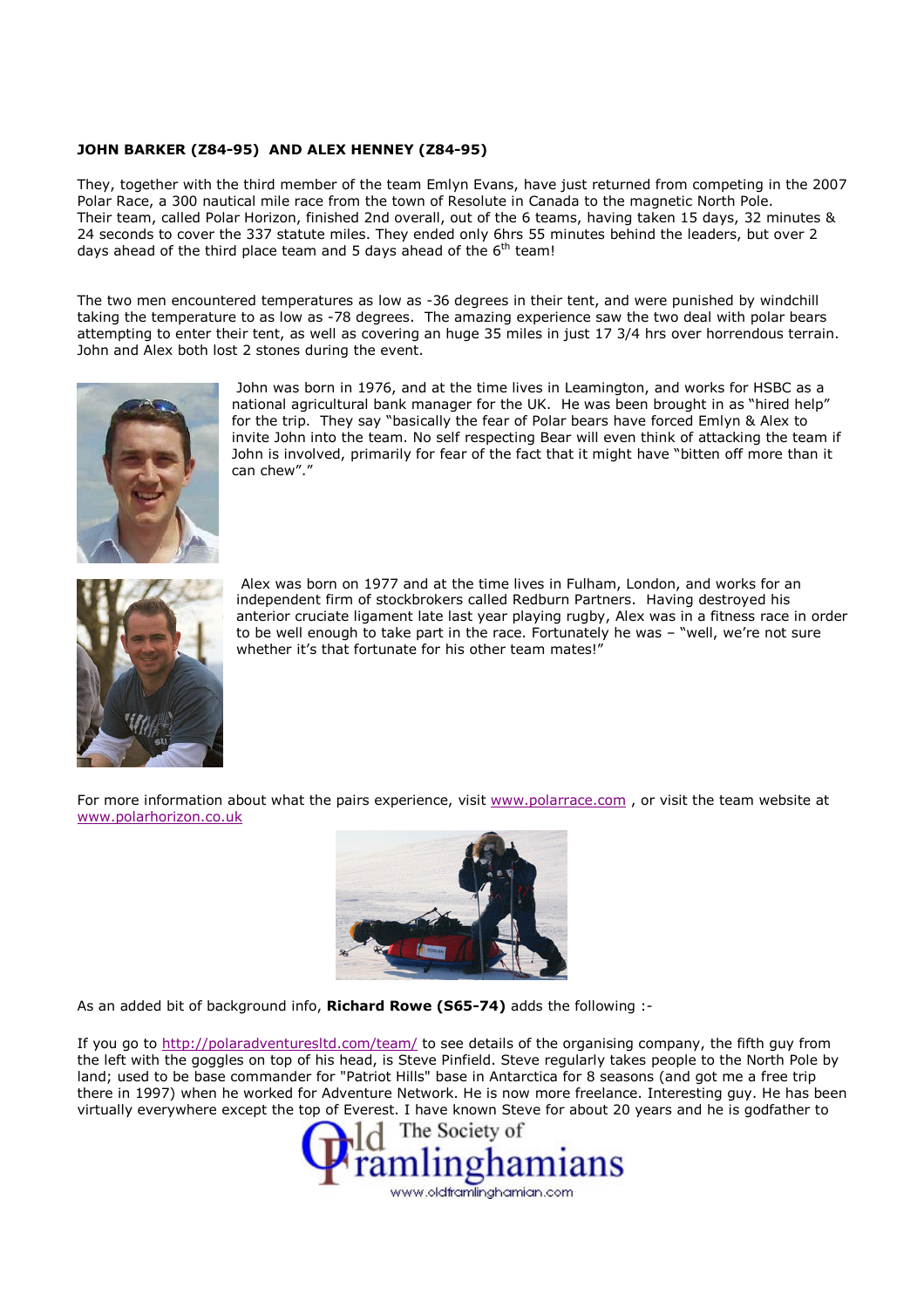**JOHN BARKER (Z84-95) AND ALEX HENNEY (Z84-95)**

They, together with the third member of the team Emlyn Evans, have just returned from competing in the 2007 Polar Race, a 300 nautical mile race from the town of Resolute in Canada to the magnetic North Pole. Their team, called Polar Horizon, finished 2nd overall, out of the 6 teams, having taken 15 days, 32 minutes & 24 seconds to cover the 337 statute miles. They ended only 6hrs 55 minutes behind the leaders, but over 2 days ahead of the third place team and 5 days ahead of the 6th team!

The two men encountered temperatures as low as -36 degrees in their tent, and were punished by windchill taking the temperature to as low as -78 degrees. The amazing experience saw the two deal with polar bears attempting to enter their tent, as well as covering an huge 35 miles in just 17 3/4 hrs over horrendous terrain. John and Alex both lost 2 stones during the event.

John was born in 1976, and at the time lives in Leamington, and works for HSBC as a national agricultural bank manager for the UK. He was been brought in as "hired help" for the trip. They say "basically the fear of Polar bears have forced Emlyn & Alex to invite John into the team. No self respecting Bear will even think of attacking the team if John is involved, primarily for fear of the fact that it might have "bitten off more than it can chew"."

Alex was born on 1977 and at the time lives in Fulham, London, and works for an independent firm of stockbrokers called Redburn Partners. Having destroyed his anterior cruciate ligament late last year playing rugby, Alex was in a fitness race in order to be well enough to take part in the race. Fortunately he was – "well, we're not sure whether it's that fortunate for his other team mates!"

For more information about what the pairs experience, visit www.polarrace.com , or visit the team website at www.polarhorizon.co.uk

As an added bit of background info, **Richard Rowe (S65-74)** adds the following :-

If you go to http://polaradventuresltd.com/team/ to see details of the organising company, the fifth guy from the left with the goggles on top of his head, is Steve Pinfield. Steve regularly takes people to the North Pole by land; used to be base commander for "Patriot Hills" base in Antarctica for 8 seasons (and got me a free trip there in 1997) when he worked for Adventure Network. He is now more freelance. Interesting guy. He has been virtually everywhere except the top of Everest. I have known Steve for about 20 years and he is godfather to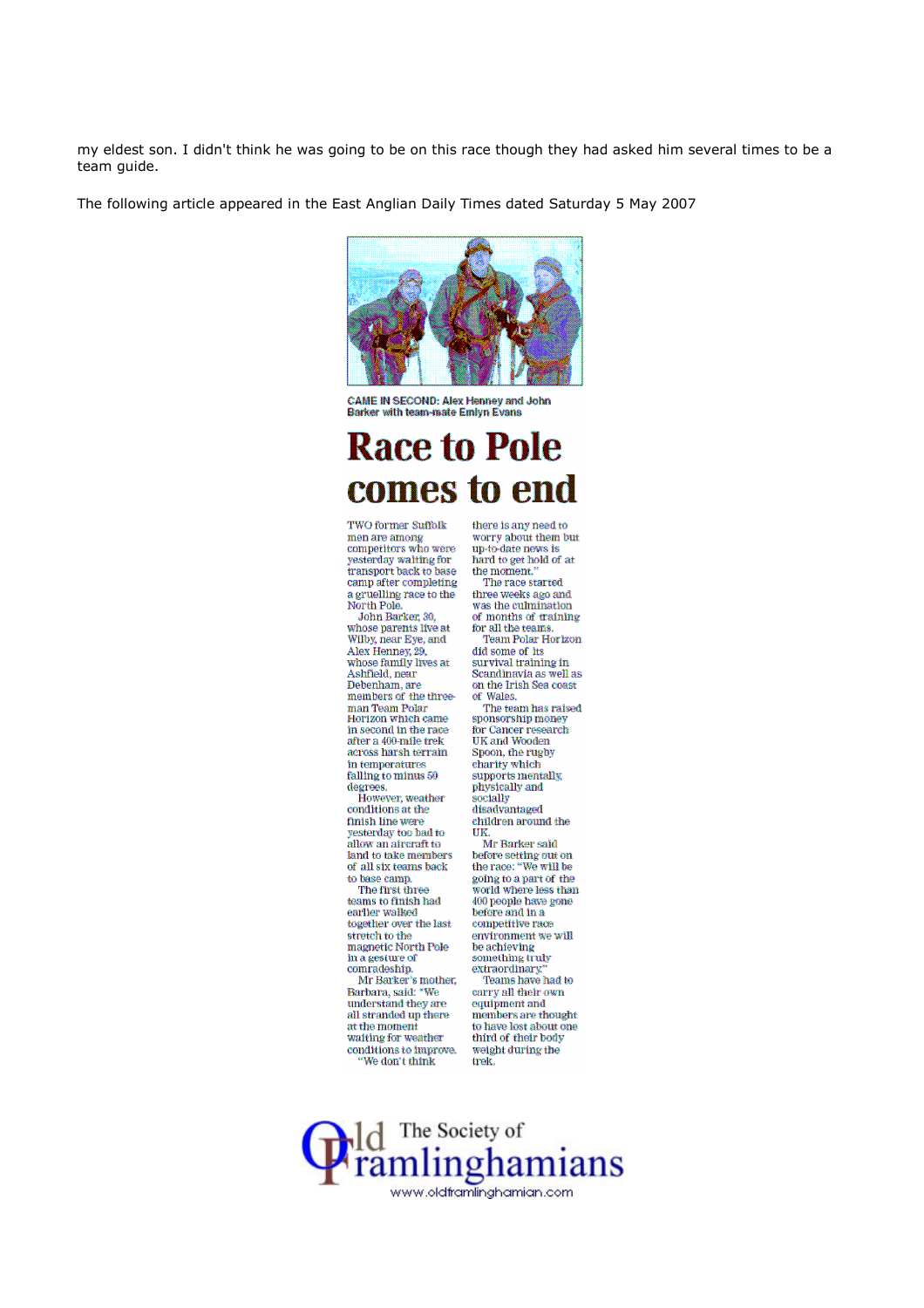my eldest son. I didn't think he was going to be on this race though they had asked him several times to be a team guide.

The following article appeared in the East Anglian Daily Times dated Saturday 5 May 2007

CAME IN SECOND: Alex Henney and John Barker with team-mate Emlyn Evans

# Race to Pole comes to end

TWO former Suffolk men are among competitors who were yesterday waiting for transport back to base camp after completing a gruelling race to the North Pole.

John Barker, 30, whose parents live at Wilby, near Eye, and Alex Henney, 29, whose family lives at Ashfield, near Debenham, are members of the three-man Team Polar Horizon which came in second in the race after a 400-mile trek across harsh terrain in temperatures falling to minus 50 degrees.

However, weather conditions at the finish line were yesterday too bad to allow an aircraft to land to take members of all six teams back to base camp.

The first three teams to finish had earlier walked together over the last stretch to the magnetic North Pole in a gesture of comradeship.

Mr Barker's mother, Barbara, said: "We understand they are all stranded up there at the moment waiting for weather conditions to improve.

"We don't think there is any need to worry about them but up-to-date news is hard to get hold of at the moment."

The race started three weeks ago and was the culmination of months of training for all the teams.

Team Polar Horizon did some of its survival training in Scandinavia as well as on the Irish Sea coast of Wales.

The team has raised sponsorship money for Cancer research UK and Wooden Spoon, the rugby charity which supports mentally, physically and socially disadvantaged children around the UK.

Mr Barker said before setting out on the race: "We will be going to a part of the world where less than 400 people have gone before and in a competitive race environment we will be achieving something truly extraordinary."

Teams have had to carry all their own equipment and members are thought to have lost about one third of their body weight during the trek.

The Society of Old Framlinghamians
www.oldframlinghamian.com